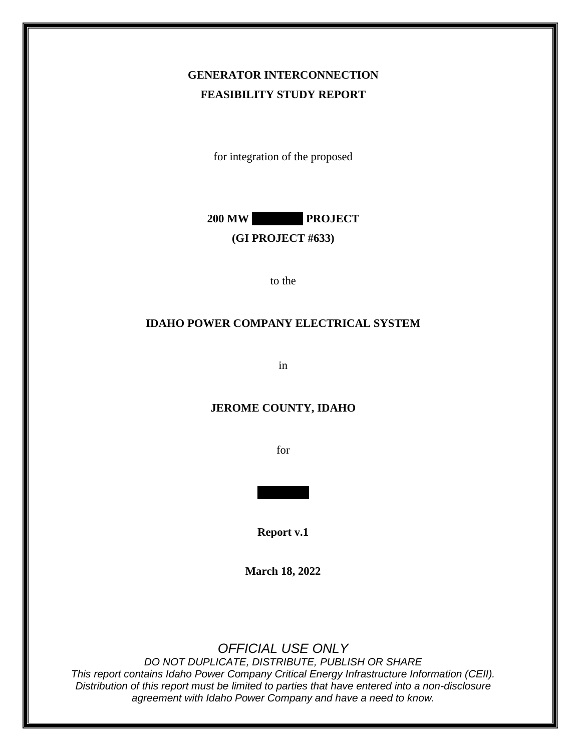**GENERATOR INTERCONNECTION**

**FEASIBILITY STUDY REPORT**

for integration of the proposed

**200 MW ██████ PROJECT**

**(GI PROJECT #633)**

to the

**IDAHO POWER COMPANY ELECTRICAL SYSTEM**

in

**JEROME COUNTY, IDAHO**

for

██████

**Report v.1**

**March 18, 2022**

*OFFICIAL USE ONLY*

*DO NOT DUPLICATE, DISTRIBUTE, PUBLISH OR SHARE*

*This report contains Idaho Power Company Critical Energy Infrastructure Information (CEII). Distribution of this report must be limited to parties that have entered into a non-disclosure agreement with Idaho Power Company and have a need to know.*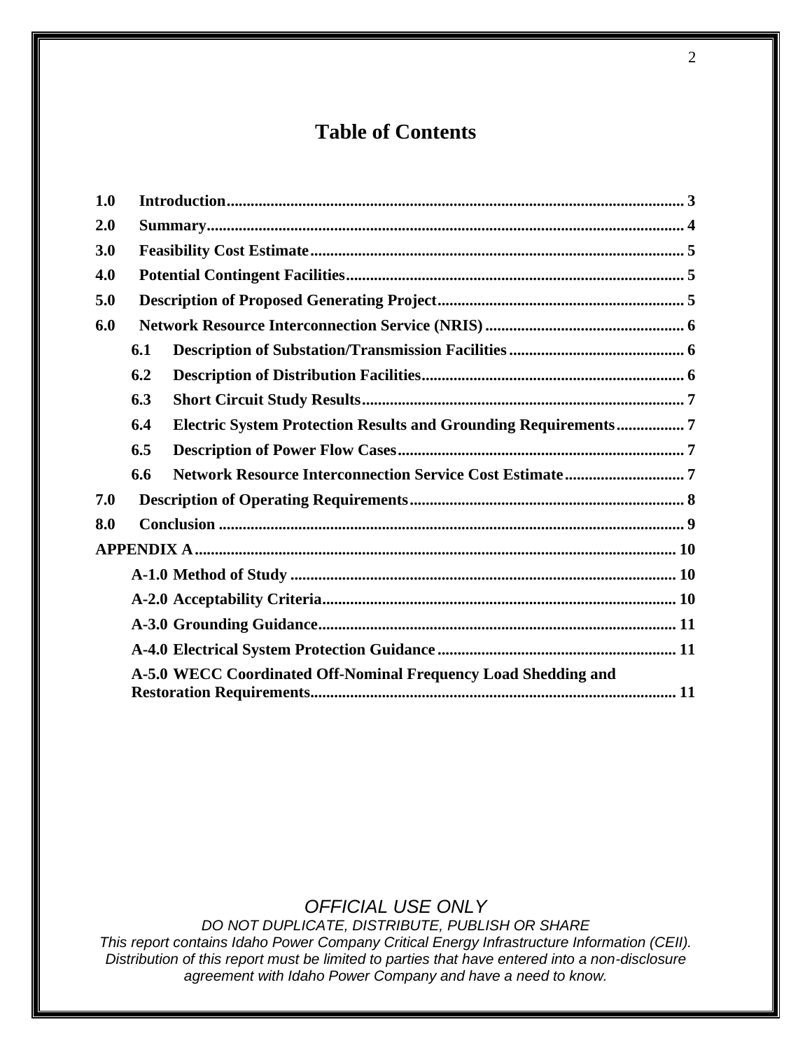# Table of Contents

**1.0 Introduction** .......... 3

**2.0 Summary** .......... 4

**3.0 Feasibility Cost Estimate** .......... 5

**4.0 Potential Contingent Facilities** .......... 5

**5.0 Description of Proposed Generating Project** .......... 5

**6.0 Network Resource Interconnection Service (NRIS)** .......... 6

- **6.1 Description of Substation/Transmission Facilities** .......... 6
- **6.2 Description of Distribution Facilities** .......... 6
- **6.3 Short Circuit Study Results** .......... 7
- **6.4 Electric System Protection Results and Grounding Requirements** .......... 7
- **6.5 Description of Power Flow Cases** .......... 7
- **6.6 Network Resource Interconnection Service Cost Estimate** .......... 7

**7.0 Description of Operating Requirements** .......... 8

**8.0 Conclusion** .......... 9

**APPENDIX A** .......... 10

- **A-1.0 Method of Study** .......... 10
- **A-2.0 Acceptability Criteria** .......... 10
- **A-3.0 Grounding Guidance** .......... 11
- **A-4.0 Electrical System Protection Guidance** .......... 11
- **A-5.0 WECC Coordinated Off-Nominal Frequency Load Shedding and Restoration Requirements** .......... 11

*OFFICIAL USE ONLY*
*DO NOT DUPLICATE, DISTRIBUTE, PUBLISH OR SHARE*
*This report contains Idaho Power Company Critical Energy Infrastructure Information (CEII). Distribution of this report must be limited to parties that have entered into a non-disclosure agreement with Idaho Power Company and have a need to know.*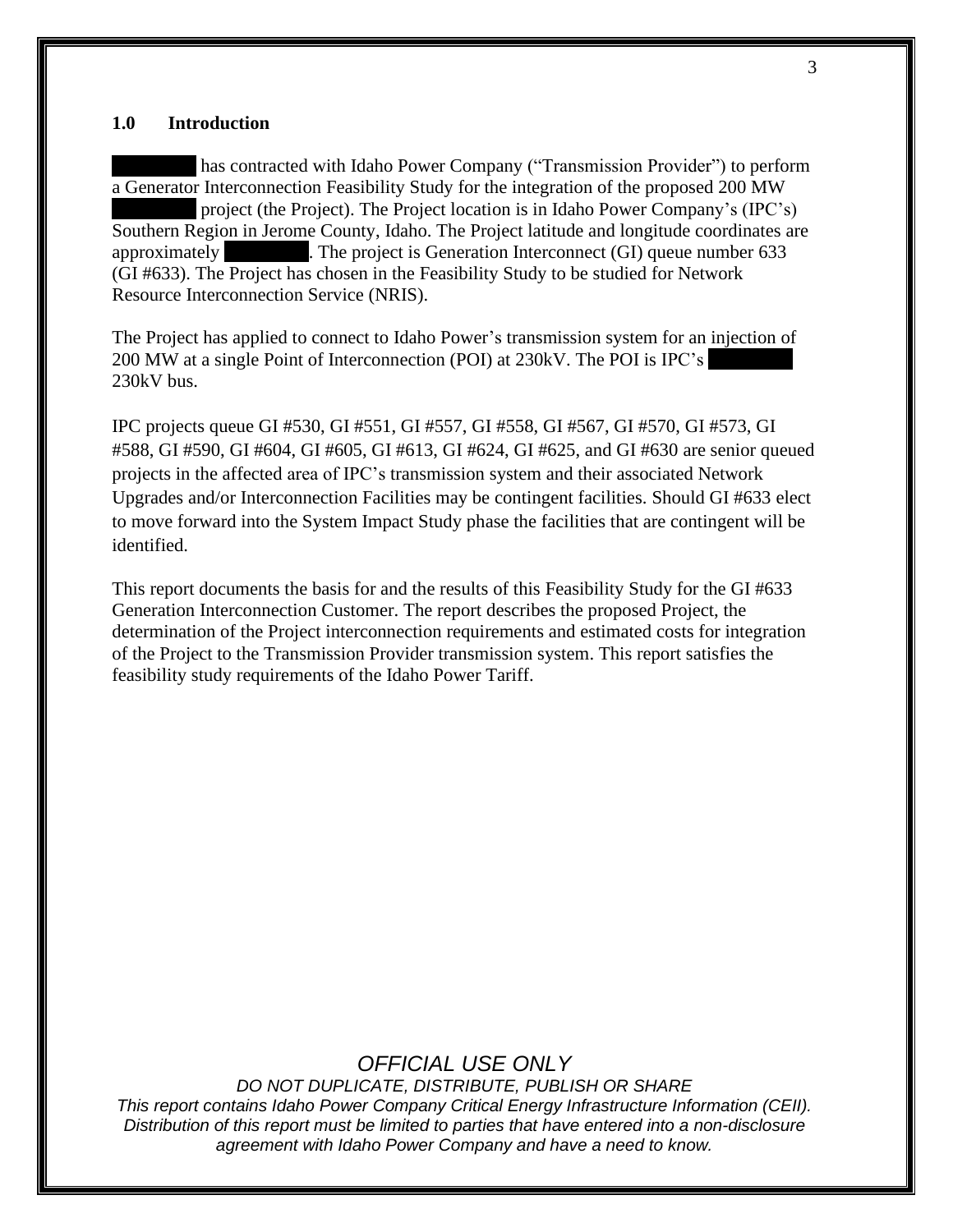## 1.0 Introduction

██████ has contracted with Idaho Power Company ("Transmission Provider") to perform a Generator Interconnection Feasibility Study for the integration of the proposed 200 MW ██████ project (the Project). The Project location is in Idaho Power Company's (IPC's) Southern Region in Jerome County, Idaho. The Project latitude and longitude coordinates are approximately ██████. The project is Generation Interconnect (GI) queue number 633 (GI #633). The Project has chosen in the Feasibility Study to be studied for Network Resource Interconnection Service (NRIS).

The Project has applied to connect to Idaho Power's transmission system for an injection of 200 MW at a single Point of Interconnection (POI) at 230kV. The POI is IPC's ██████ 230kV bus.

IPC projects queue GI #530, GI #551, GI #557, GI #558, GI #567, GI #570, GI #573, GI #588, GI #590, GI #604, GI #605, GI #613, GI #624, GI #625, and GI #630 are senior queued projects in the affected area of IPC's transmission system and their associated Network Upgrades and/or Interconnection Facilities may be contingent facilities. Should GI #633 elect to move forward into the System Impact Study phase the facilities that are contingent will be identified.

This report documents the basis for and the results of this Feasibility Study for the GI #633 Generation Interconnection Customer. The report describes the proposed Project, the determination of the Project interconnection requirements and estimated costs for integration of the Project to the Transmission Provider transmission system. This report satisfies the feasibility study requirements of the Idaho Power Tariff.

*OFFICIAL USE ONLY*

*DO NOT DUPLICATE, DISTRIBUTE, PUBLISH OR SHARE*

*This report contains Idaho Power Company Critical Energy Infrastructure Information (CEII). Distribution of this report must be limited to parties that have entered into a non-disclosure agreement with Idaho Power Company and have a need to know.*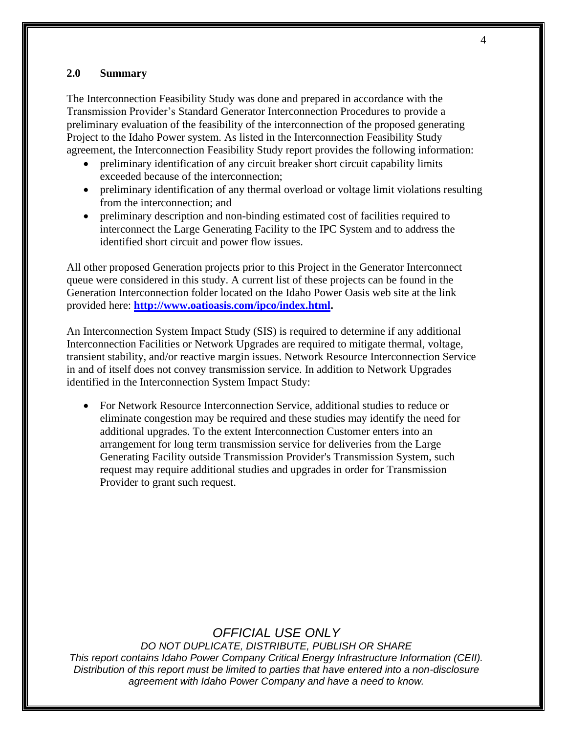## 2.0 Summary

The Interconnection Feasibility Study was done and prepared in accordance with the Transmission Provider's Standard Generator Interconnection Procedures to provide a preliminary evaluation of the feasibility of the interconnection of the proposed generating Project to the Idaho Power system. As listed in the Interconnection Feasibility Study agreement, the Interconnection Feasibility Study report provides the following information:

- preliminary identification of any circuit breaker short circuit capability limits exceeded because of the interconnection;
- preliminary identification of any thermal overload or voltage limit violations resulting from the interconnection; and
- preliminary description and non-binding estimated cost of facilities required to interconnect the Large Generating Facility to the IPC System and to address the identified short circuit and power flow issues.

All other proposed Generation projects prior to this Project in the Generator Interconnect queue were considered in this study. A current list of these projects can be found in the Generation Interconnection folder located on the Idaho Power Oasis web site at the link provided here: **[http://www.oatioasis.com/ipco/index.html](http://www.oatioasis.com/ipco/index.html).**

An Interconnection System Impact Study (SIS) is required to determine if any additional Interconnection Facilities or Network Upgrades are required to mitigate thermal, voltage, transient stability, and/or reactive margin issues. Network Resource Interconnection Service in and of itself does not convey transmission service. In addition to Network Upgrades identified in the Interconnection System Impact Study:

- For Network Resource Interconnection Service, additional studies to reduce or eliminate congestion may be required and these studies may identify the need for additional upgrades. To the extent Interconnection Customer enters into an arrangement for long term transmission service for deliveries from the Large Generating Facility outside Transmission Provider's Transmission System, such request may require additional studies and upgrades in order for Transmission Provider to grant such request.

*OFFICIAL USE ONLY*

*DO NOT DUPLICATE, DISTRIBUTE, PUBLISH OR SHARE*

*This report contains Idaho Power Company Critical Energy Infrastructure Information (CEII). Distribution of this report must be limited to parties that have entered into a non-disclosure agreement with Idaho Power Company and have a need to know.*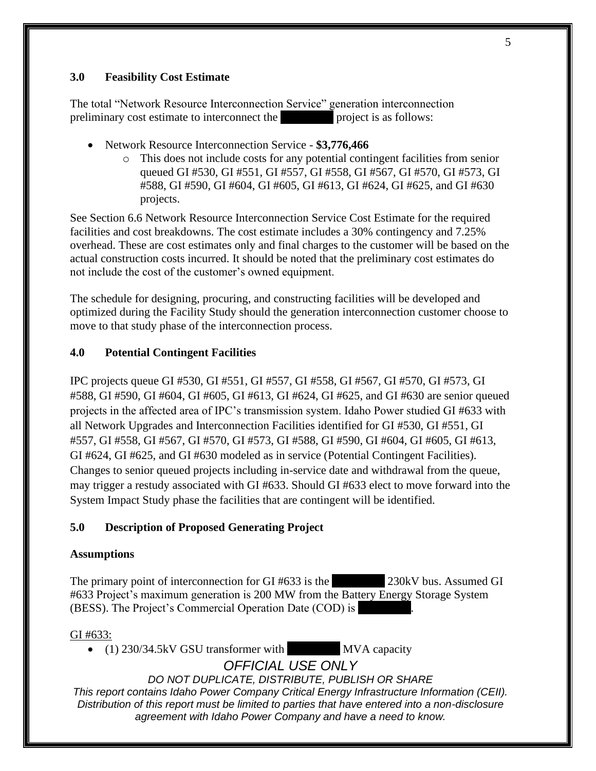## 3.0 Feasibility Cost Estimate

The total "Network Resource Interconnection Service" generation interconnection preliminary cost estimate to interconnect the ██████ project is as follows:

- Network Resource Interconnection Service - **$3,776,466**
  - This does not include costs for any potential contingent facilities from senior queued GI #530, GI #551, GI #557, GI #558, GI #567, GI #570, GI #573, GI #588, GI #590, GI #604, GI #605, GI #613, GI #624, GI #625, and GI #630 projects.

See Section 6.6 Network Resource Interconnection Service Cost Estimate for the required facilities and cost breakdowns. The cost estimate includes a 30% contingency and 7.25% overhead. These are cost estimates only and final charges to the customer will be based on the actual construction costs incurred. It should be noted that the preliminary cost estimates do not include the cost of the customer's owned equipment.

The schedule for designing, procuring, and constructing facilities will be developed and optimized during the Facility Study should the generation interconnection customer choose to move to that study phase of the interconnection process.

## 4.0 Potential Contingent Facilities

IPC projects queue GI #530, GI #551, GI #557, GI #558, GI #567, GI #570, GI #573, GI #588, GI #590, GI #604, GI #605, GI #613, GI #624, GI #625, and GI #630 are senior queued projects in the affected area of IPC's transmission system. Idaho Power studied GI #633 with all Network Upgrades and Interconnection Facilities identified for GI #530, GI #551, GI #557, GI #558, GI #567, GI #570, GI #573, GI #588, GI #590, GI #604, GI #605, GI #613, GI #624, GI #625, and GI #630 modeled as in service (Potential Contingent Facilities). Changes to senior queued projects including in-service date and withdrawal from the queue, may trigger a restudy associated with GI #633. Should GI #633 elect to move forward into the System Impact Study phase the facilities that are contingent will be identified.

## 5.0 Description of Proposed Generating Project

### Assumptions

The primary point of interconnection for GI #633 is the ██████ 230kV bus. Assumed GI #633 Project's maximum generation is 200 MW from the Battery Energy Storage System (BESS). The Project's Commercial Operation Date (COD) is ██████.

GI #633:

- (1) 230/34.5kV GSU transformer with ██████ MVA capacity

*OFFICIAL USE ONLY*

*DO NOT DUPLICATE, DISTRIBUTE, PUBLISH OR SHARE*

*This report contains Idaho Power Company Critical Energy Infrastructure Information (CEII). Distribution of this report must be limited to parties that have entered into a non-disclosure agreement with Idaho Power Company and have a need to know.*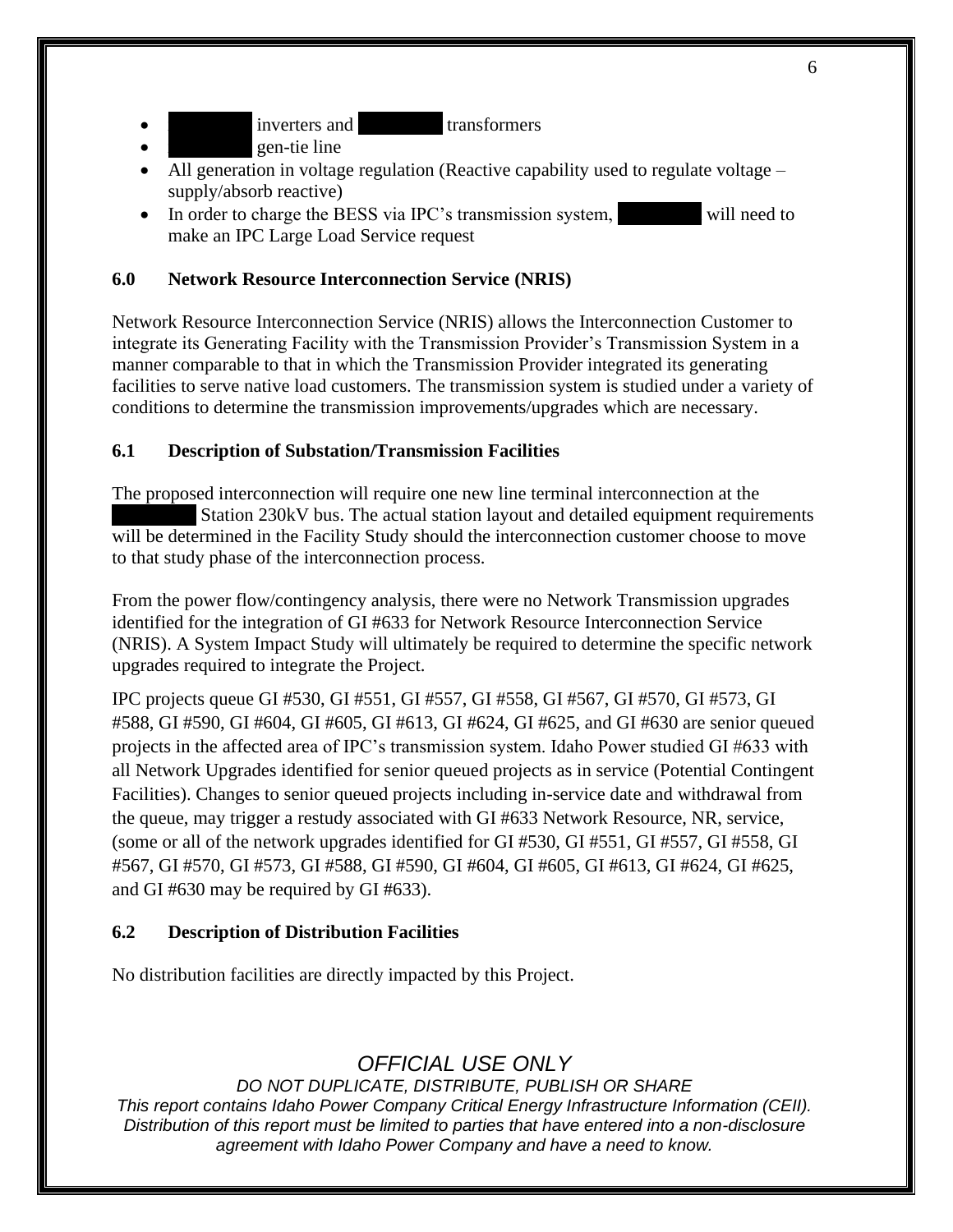- inverters and transformers
- gen-tie line
- All generation in voltage regulation (Reactive capability used to regulate voltage – supply/absorb reactive)
- In order to charge the BESS via IPC's transmission system, will need to make an IPC Large Load Service request

## 6.0 Network Resource Interconnection Service (NRIS)

Network Resource Interconnection Service (NRIS) allows the Interconnection Customer to integrate its Generating Facility with the Transmission Provider's Transmission System in a manner comparable to that in which the Transmission Provider integrated its generating facilities to serve native load customers. The transmission system is studied under a variety of conditions to determine the transmission improvements/upgrades which are necessary.

### 6.1 Description of Substation/Transmission Facilities

The proposed interconnection will require one new line terminal interconnection at the Station 230kV bus. The actual station layout and detailed equipment requirements will be determined in the Facility Study should the interconnection customer choose to move to that study phase of the interconnection process.

From the power flow/contingency analysis, there were no Network Transmission upgrades identified for the integration of GI #633 for Network Resource Interconnection Service (NRIS). A System Impact Study will ultimately be required to determine the specific network upgrades required to integrate the Project.

IPC projects queue GI #530, GI #551, GI #557, GI #558, GI #567, GI #570, GI #573, GI #588, GI #590, GI #604, GI #605, GI #613, GI #624, GI #625, and GI #630 are senior queued projects in the affected area of IPC's transmission system. Idaho Power studied GI #633 with all Network Upgrades identified for senior queued projects as in service (Potential Contingent Facilities). Changes to senior queued projects including in-service date and withdrawal from the queue, may trigger a restudy associated with GI #633 Network Resource, NR, service, (some or all of the network upgrades identified for GI #530, GI #551, GI #557, GI #558, GI #567, GI #570, GI #573, GI #588, GI #590, GI #604, GI #605, GI #613, GI #624, GI #625, and GI #630 may be required by GI #633).

### 6.2 Description of Distribution Facilities

No distribution facilities are directly impacted by this Project.

*OFFICIAL USE ONLY*

*DO NOT DUPLICATE, DISTRIBUTE, PUBLISH OR SHARE*

*This report contains Idaho Power Company Critical Energy Infrastructure Information (CEII). Distribution of this report must be limited to parties that have entered into a non-disclosure agreement with Idaho Power Company and have a need to know.*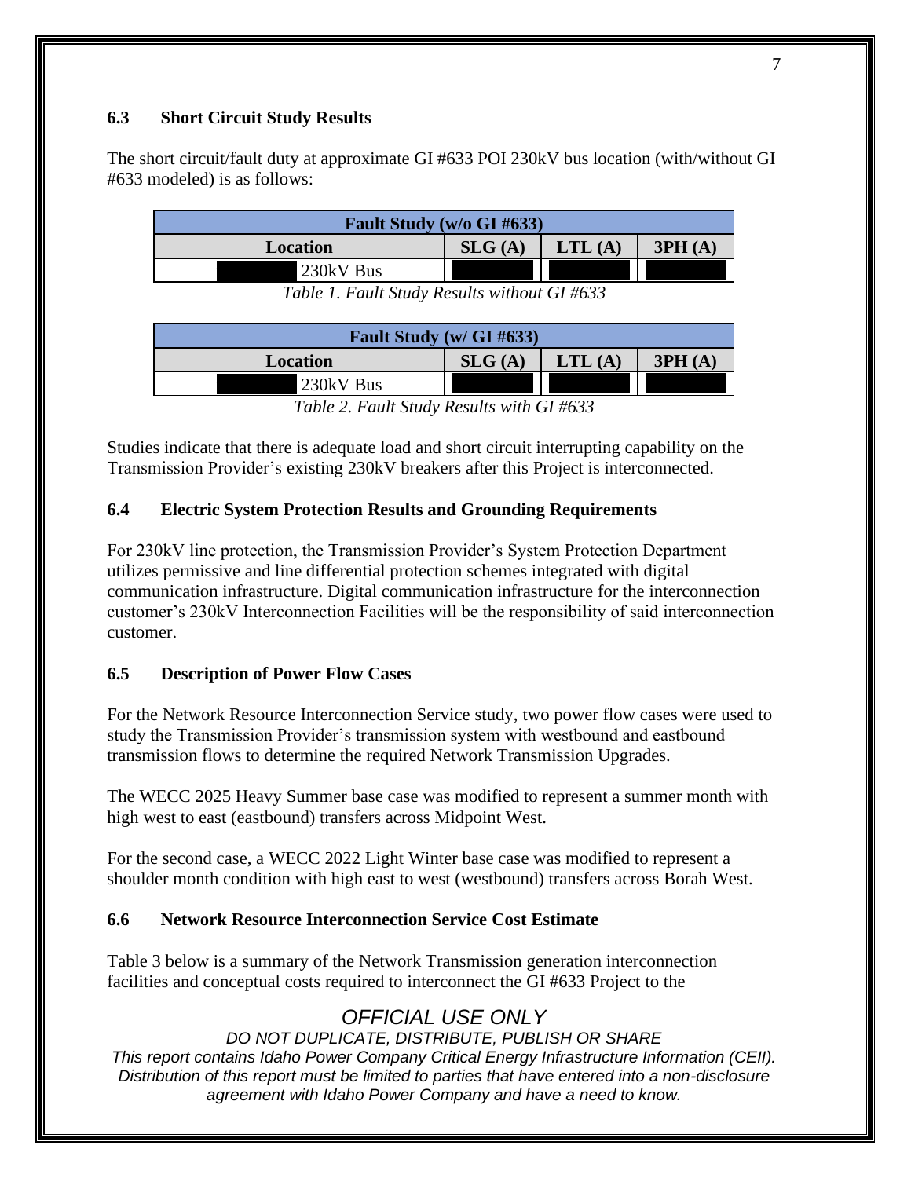### 6.3 Short Circuit Study Results

The short circuit/fault duty at approximate GI #633 POI 230kV bus location (with/without GI #633 modeled) is as follows:

| Fault Study (w/o GI #633) | | | |
|---|---|---|---|
| **Location** | **SLG (A)** | **LTL (A)** | **3PH (A)** |
| 230kV Bus | | | |

*Table 1. Fault Study Results without GI #633*

| Fault Study (w/ GI #633) | | | |
|---|---|---|---|
| **Location** | **SLG (A)** | **LTL (A)** | **3PH (A)** |
| 230kV Bus | | | |

*Table 2. Fault Study Results with GI #633*

Studies indicate that there is adequate load and short circuit interrupting capability on the Transmission Provider's existing 230kV breakers after this Project is interconnected.

### 6.4 Electric System Protection Results and Grounding Requirements

For 230kV line protection, the Transmission Provider's System Protection Department utilizes permissive and line differential protection schemes integrated with digital communication infrastructure. Digital communication infrastructure for the interconnection customer's 230kV Interconnection Facilities will be the responsibility of said interconnection customer.

### 6.5 Description of Power Flow Cases

For the Network Resource Interconnection Service study, two power flow cases were used to study the Transmission Provider's transmission system with westbound and eastbound transmission flows to determine the required Network Transmission Upgrades.

The WECC 2025 Heavy Summer base case was modified to represent a summer month with high west to east (eastbound) transfers across Midpoint West.

For the second case, a WECC 2022 Light Winter base case was modified to represent a shoulder month condition with high east to west (westbound) transfers across Borah West.

### 6.6 Network Resource Interconnection Service Cost Estimate

Table 3 below is a summary of the Network Transmission generation interconnection facilities and conceptual costs required to interconnect the GI #633 Project to the

*OFFICIAL USE ONLY*

*DO NOT DUPLICATE, DISTRIBUTE, PUBLISH OR SHARE*

*This report contains Idaho Power Company Critical Energy Infrastructure Information (CEII). Distribution of this report must be limited to parties that have entered into a non-disclosure agreement with Idaho Power Company and have a need to know.*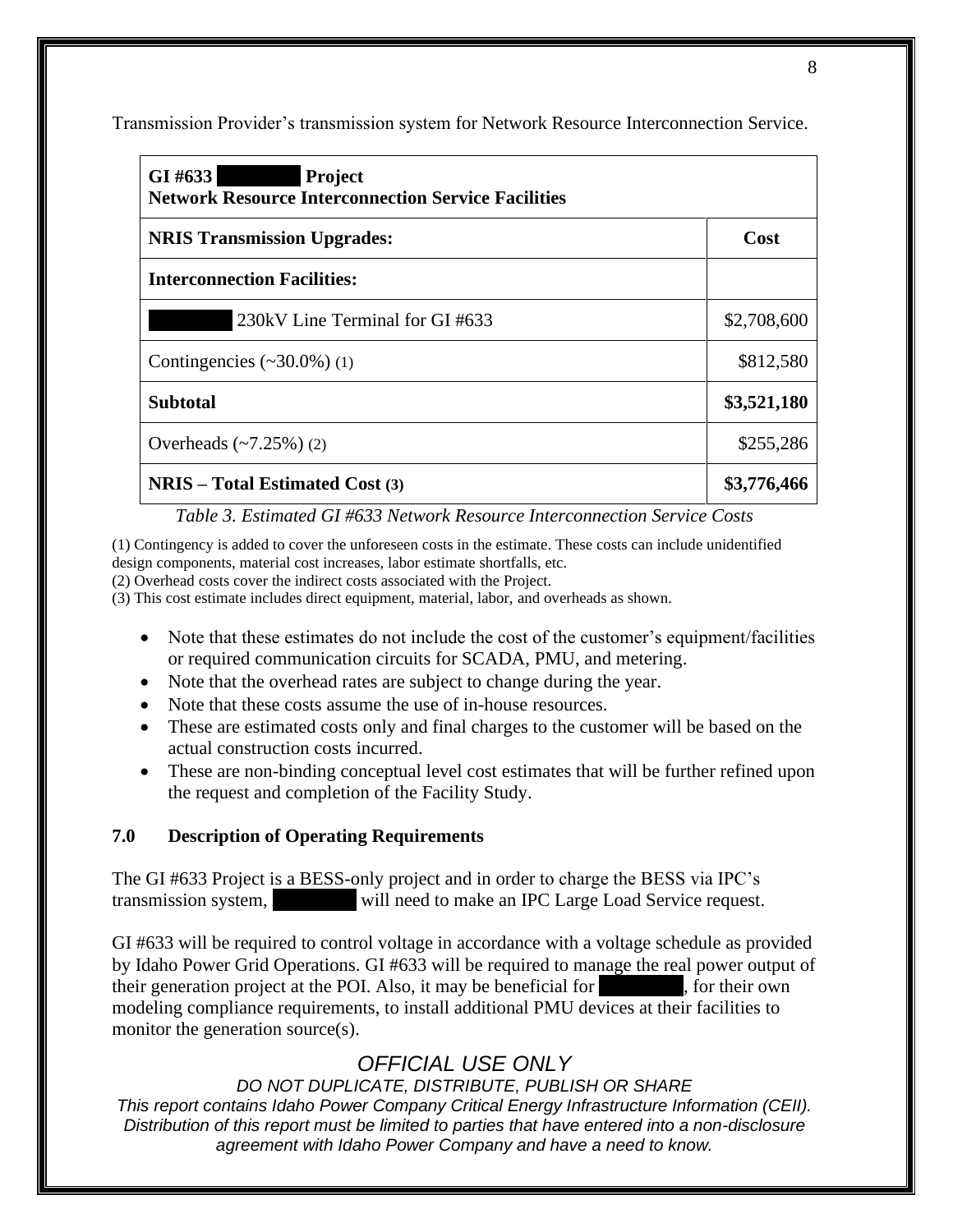Transmission Provider's transmission system for Network Resource Interconnection Service.

| **GI #633 ██████ Project**<br>**Network Resource Interconnection Service Facilities** | |
|---|---|
| **NRIS Transmission Upgrades:** | **Cost** |
| **Interconnection Facilities:** | |
| ██████ 230kV Line Terminal for GI #633 | $2,708,600 |
| Contingencies (~30.0%) (1) | $812,580 |
| **Subtotal** | **$3,521,180** |
| Overheads (~7.25%) (2) | $255,286 |
| **NRIS – Total Estimated Cost (3)** | **$3,776,466** |

*Table 3. Estimated GI #633 Network Resource Interconnection Service Costs*

(1) Contingency is added to cover the unforeseen costs in the estimate. These costs can include unidentified design components, material cost increases, labor estimate shortfalls, etc.
(2) Overhead costs cover the indirect costs associated with the Project.
(3) This cost estimate includes direct equipment, material, labor, and overheads as shown.

- Note that these estimates do not include the cost of the customer's equipment/facilities or required communication circuits for SCADA, PMU, and metering.
- Note that the overhead rates are subject to change during the year.
- Note that these costs assume the use of in-house resources.
- These are estimated costs only and final charges to the customer will be based on the actual construction costs incurred.
- These are non-binding conceptual level cost estimates that will be further refined upon the request and completion of the Facility Study.

### 7.0 Description of Operating Requirements

The GI #633 Project is a BESS-only project and in order to charge the BESS via IPC's transmission system, ██████ will need to make an IPC Large Load Service request.

GI #633 will be required to control voltage in accordance with a voltage schedule as provided by Idaho Power Grid Operations. GI #633 will be required to manage the real power output of their generation project at the POI. Also, it may be beneficial for ██████, for their own modeling compliance requirements, to install additional PMU devices at their facilities to monitor the generation source(s).

*OFFICIAL USE ONLY*

*DO NOT DUPLICATE, DISTRIBUTE, PUBLISH OR SHARE*

*This report contains Idaho Power Company Critical Energy Infrastructure Information (CEII). Distribution of this report must be limited to parties that have entered into a non-disclosure agreement with Idaho Power Company and have a need to know.*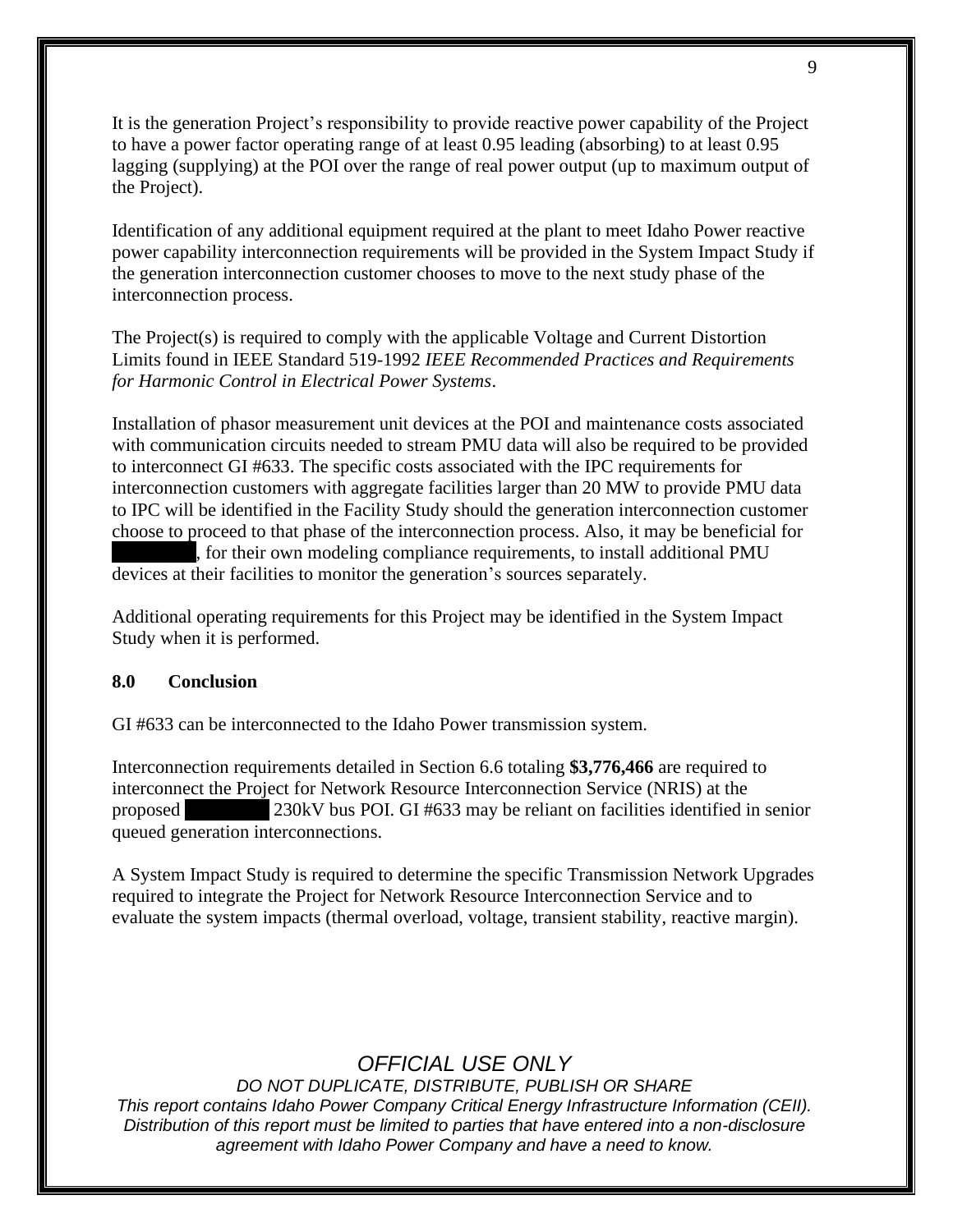It is the generation Project's responsibility to provide reactive power capability of the Project to have a power factor operating range of at least 0.95 leading (absorbing) to at least 0.95 lagging (supplying) at the POI over the range of real power output (up to maximum output of the Project).

Identification of any additional equipment required at the plant to meet Idaho Power reactive power capability interconnection requirements will be provided in the System Impact Study if the generation interconnection customer chooses to move to the next study phase of the interconnection process.

The Project(s) is required to comply with the applicable Voltage and Current Distortion Limits found in IEEE Standard 519-1992 *IEEE Recommended Practices and Requirements for Harmonic Control in Electrical Power Systems*.

Installation of phasor measurement unit devices at the POI and maintenance costs associated with communication circuits needed to stream PMU data will also be required to be provided to interconnect GI #633. The specific costs associated with the IPC requirements for interconnection customers with aggregate facilities larger than 20 MW to provide PMU data to IPC will be identified in the Facility Study should the generation interconnection customer choose to proceed to that phase of the interconnection process. Also, it may be beneficial for [REDACTED], for their own modeling compliance requirements, to install additional PMU devices at their facilities to monitor the generation's sources separately.

Additional operating requirements for this Project may be identified in the System Impact Study when it is performed.

## 8.0 Conclusion

GI #633 can be interconnected to the Idaho Power transmission system.

Interconnection requirements detailed in Section 6.6 totaling **$3,776,466** are required to interconnect the Project for Network Resource Interconnection Service (NRIS) at the proposed [REDACTED] 230kV bus POI. GI #633 may be reliant on facilities identified in senior queued generation interconnections.

A System Impact Study is required to determine the specific Transmission Network Upgrades required to integrate the Project for Network Resource Interconnection Service and to evaluate the system impacts (thermal overload, voltage, transient stability, reactive margin).

*OFFICIAL USE ONLY*

*DO NOT DUPLICATE, DISTRIBUTE, PUBLISH OR SHARE*

*This report contains Idaho Power Company Critical Energy Infrastructure Information (CEII). Distribution of this report must be limited to parties that have entered into a non-disclosure agreement with Idaho Power Company and have a need to know.*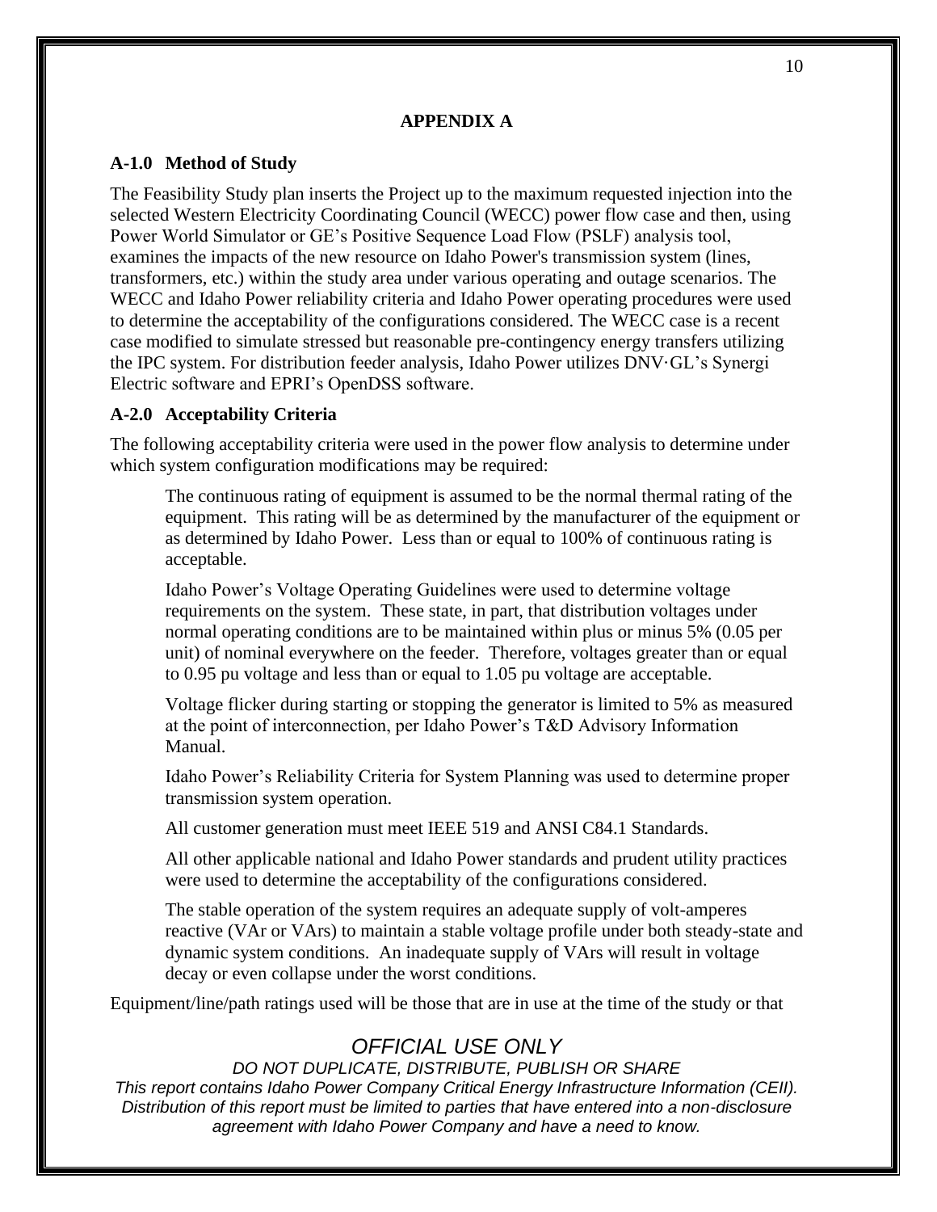**APPENDIX A**

### A-1.0 Method of Study

The Feasibility Study plan inserts the Project up to the maximum requested injection into the selected Western Electricity Coordinating Council (WECC) power flow case and then, using Power World Simulator or GE's Positive Sequence Load Flow (PSLF) analysis tool, examines the impacts of the new resource on Idaho Power's transmission system (lines, transformers, etc.) within the study area under various operating and outage scenarios. The WECC and Idaho Power reliability criteria and Idaho Power operating procedures were used to determine the acceptability of the configurations considered. The WECC case is a recent case modified to simulate stressed but reasonable pre-contingency energy transfers utilizing the IPC system. For distribution feeder analysis, Idaho Power utilizes DNV·GL's Synergi Electric software and EPRI's OpenDSS software.

### A-2.0 Acceptability Criteria

The following acceptability criteria were used in the power flow analysis to determine under which system configuration modifications may be required:

> The continuous rating of equipment is assumed to be the normal thermal rating of the equipment. This rating will be as determined by the manufacturer of the equipment or as determined by Idaho Power. Less than or equal to 100% of continuous rating is acceptable.
>
> Idaho Power's Voltage Operating Guidelines were used to determine voltage requirements on the system. These state, in part, that distribution voltages under normal operating conditions are to be maintained within plus or minus 5% (0.05 per unit) of nominal everywhere on the feeder. Therefore, voltages greater than or equal to 0.95 pu voltage and less than or equal to 1.05 pu voltage are acceptable.
>
> Voltage flicker during starting or stopping the generator is limited to 5% as measured at the point of interconnection, per Idaho Power's T&D Advisory Information Manual.
>
> Idaho Power's Reliability Criteria for System Planning was used to determine proper transmission system operation.
>
> All customer generation must meet IEEE 519 and ANSI C84.1 Standards.
>
> All other applicable national and Idaho Power standards and prudent utility practices were used to determine the acceptability of the configurations considered.
>
> The stable operation of the system requires an adequate supply of volt-amperes reactive (VAr or VArs) to maintain a stable voltage profile under both steady-state and dynamic system conditions. An inadequate supply of VArs will result in voltage decay or even collapse under the worst conditions.

Equipment/line/path ratings used will be those that are in use at the time of the study or that

*OFFICIAL USE ONLY*

*DO NOT DUPLICATE, DISTRIBUTE, PUBLISH OR SHARE*

*This report contains Idaho Power Company Critical Energy Infrastructure Information (CEII). Distribution of this report must be limited to parties that have entered into a non-disclosure agreement with Idaho Power Company and have a need to know.*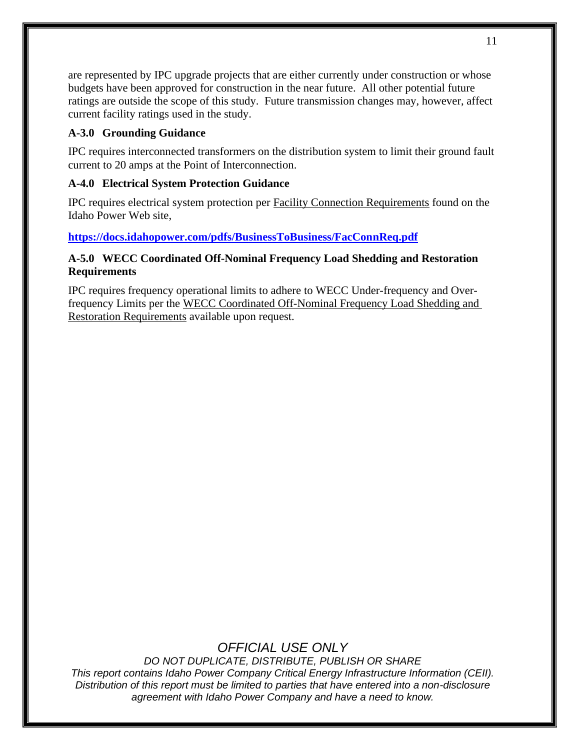are represented by IPC upgrade projects that are either currently under construction or whose budgets have been approved for construction in the near future. All other potential future ratings are outside the scope of this study. Future transmission changes may, however, affect current facility ratings used in the study.

### A-3.0 Grounding Guidance

IPC requires interconnected transformers on the distribution system to limit their ground fault current to 20 amps at the Point of Interconnection.

### A-4.0 Electrical System Protection Guidance

IPC requires electrical system protection per Facility Connection Requirements found on the Idaho Power Web site,

**https://docs.idahopower.com/pdfs/BusinessToBusiness/FacConnReq.pdf**

### A-5.0 WECC Coordinated Off-Nominal Frequency Load Shedding and Restoration Requirements

IPC requires frequency operational limits to adhere to WECC Under-frequency and Over-frequency Limits per the WECC Coordinated Off-Nominal Frequency Load Shedding and Restoration Requirements available upon request.

*OFFICIAL USE ONLY*

*DO NOT DUPLICATE, DISTRIBUTE, PUBLISH OR SHARE*

*This report contains Idaho Power Company Critical Energy Infrastructure Information (CEII). Distribution of this report must be limited to parties that have entered into a non-disclosure agreement with Idaho Power Company and have a need to know.*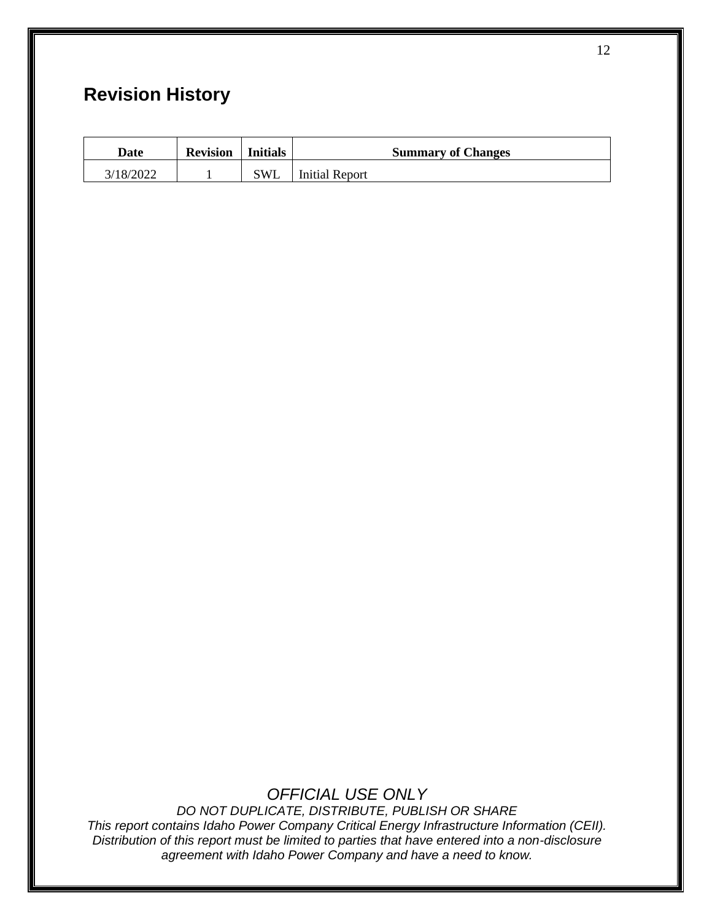## Revision History

| Date | Revision | Initials | Summary of Changes |
| --- | --- | --- | --- |
| 3/18/2022 | 1 | SWL | Initial Report |

*OFFICIAL USE ONLY*

*DO NOT DUPLICATE, DISTRIBUTE, PUBLISH OR SHARE*

*This report contains Idaho Power Company Critical Energy Infrastructure Information (CEII). Distribution of this report must be limited to parties that have entered into a non-disclosure agreement with Idaho Power Company and have a need to know.*